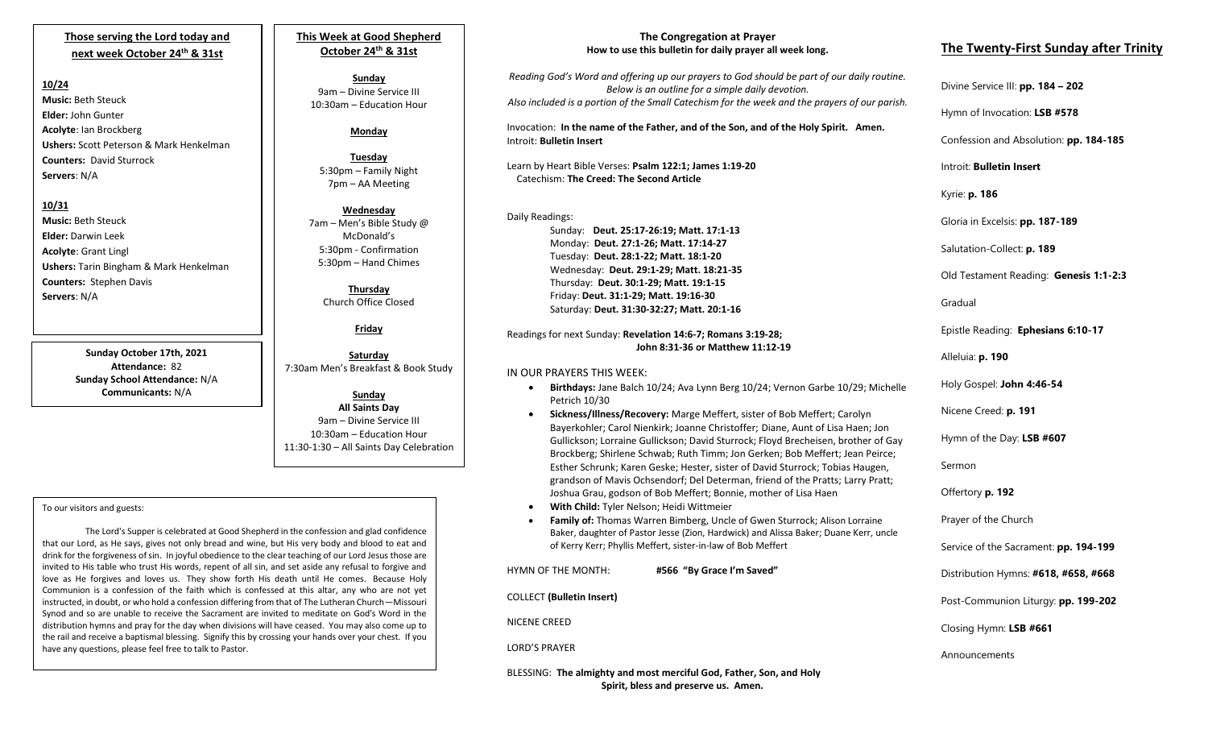## Those serving the Lord today and next week October 24th & 31st

**10/24**

**Music:** Beth Steuck
**Elder:** John Gunter
**Acolyte**: Ian Brockberg
**Ushers:** Scott Peterson & Mark Henkelman
**Counters:** David Sturrock
**Servers**: N/A

**10/31**

**Music:** Beth Steuck
**Elder:** Darwin Leek
**Acolyte**: Grant Lingl
**Ushers:** Tarin Bingham & Mark Henkelman
**Counters:** Stephen Davis
**Servers**: N/A

**Sunday October 17th, 2021**
**Attendance:** 82
**Sunday School Attendance:** N/A
**Communicants:** N/A

## This Week at Good Shepherd October 24th & 31st

**Sunday**
9am – Divine Service III
10:30am – Education Hour

**Monday**

**Tuesday**
5:30pm – Family Night
7pm – AA Meeting

**Wednesday**
7am – Men's Bible Study @ McDonald's
5:30pm - Confirmation
5:30pm – Hand Chimes

**Thursday**
Church Office Closed

**Friday**

**Saturday**
7:30am Men's Breakfast & Book Study

**Sunday**
**All Saints Day**
9am – Divine Service III
10:30am – Education Hour
11:30-1:30 – All Saints Day Celebration

To our visitors and guests:

The Lord's Supper is celebrated at Good Shepherd in the confession and glad confidence that our Lord, as He says, gives not only bread and wine, but His very body and blood to eat and drink for the forgiveness of sin. In joyful obedience to the clear teaching of our Lord Jesus those are invited to His table who trust His words, repent of all sin, and set aside any refusal to forgive and love as He forgives and loves us. They show forth His death until He comes. Because Holy Communion is a confession of the faith which is confessed at this altar, any who are not yet instructed, in doubt, or who hold a confession differing from that of The Lutheran Church—Missouri Synod and so are unable to receive the Sacrament are invited to meditate on God's Word in the distribution hymns and pray for the day when divisions will have ceased. You may also come up to the rail and receive a baptismal blessing. Signify this by crossing your hands over your chest. If you have any questions, please feel free to talk to Pastor.

## The Congregation at Prayer
**How to use this bulletin for daily prayer all week long.**

*Reading God's Word and offering up our prayers to God should be part of our daily routine. Below is an outline for a simple daily devotion. Also included is a portion of the Small Catechism for the week and the prayers of our parish.*

Invocation: **In the name of the Father, and of the Son, and of the Holy Spirit. Amen.**
Introit: **Bulletin Insert**

Learn by Heart Bible Verses: **Psalm 122:1; James 1:19-20**
Catechism: **The Creed: The Second Article**

Daily Readings:
Sunday: **Deut. 25:17-26:19; Matt. 17:1-13**
Monday: **Deut. 27:1-26; Matt. 17:14-27**
Tuesday: **Deut. 28:1-22; Matt. 18:1-20**
Wednesday: **Deut. 29:1-29; Matt. 18:21-35**
Thursday: **Deut. 30:1-29; Matt. 19:1-15**
Friday: **Deut. 31:1-29; Matt. 19:16-30**
Saturday: **Deut. 31:30-32:27; Matt. 20:1-16**

Readings for next Sunday: **Revelation 14:6-7; Romans 3:19-28; John 8:31-36 or Matthew 11:12-19**

IN OUR PRAYERS THIS WEEK:

- **Birthdays:** Jane Balch 10/24; Ava Lynn Berg 10/24; Vernon Garbe 10/29; Michelle Petrich 10/30
- **Sickness/Illness/Recovery:** Marge Meffert, sister of Bob Meffert; Carolyn Bayerkohler; Carol Nienkirk; Joanne Christoffer; Diane, Aunt of Lisa Haen; Jon Gullickson; Lorraine Gullickson; David Sturrock; Floyd Brecheisen, brother of Gay Brockberg; Shirlene Schwab; Ruth Timm; Jon Gerken; Bob Meffert; Jean Peirce; Esther Schrunk; Karen Geske; Hester, sister of David Sturrock; Tobias Haugen, grandson of Mavis Ochsendorf; Del Determan, friend of the Pratts; Larry Pratt; Joshua Grau, godson of Bob Meffert; Bonnie, mother of Lisa Haen
- **With Child:** Tyler Nelson; Heidi Wittmeier
- **Family of:** Thomas Warren Bimberg, Uncle of Gwen Sturrock; Alison Lorraine Baker, daughter of Pastor Jesse (Zion, Hardwick) and Alissa Baker; Duane Kerr, uncle of Kerry Kerr; Phyllis Meffert, sister-in-law of Bob Meffert

HYMN OF THE MONTH: **#566 "By Grace I'm Saved"**

COLLECT **(Bulletin Insert)**

NICENE CREED

LORD'S PRAYER

BLESSING: **The almighty and most merciful God, Father, Son, and Holy Spirit, bless and preserve us. Amen.**

## The Twenty-First Sunday after Trinity

Divine Service III: **pp. 184 – 202**

Hymn of Invocation: **LSB #578**

Confession and Absolution: **pp. 184-185**

Introit: **Bulletin Insert**

Kyrie: **p. 186**

Gloria in Excelsis: **pp. 187-189**

Salutation-Collect: **p. 189**

Old Testament Reading: **Genesis 1:1-2:3**

Gradual

Epistle Reading: **Ephesians 6:10-17**

Alleluia: **p. 190**

Holy Gospel: **John 4:46-54**

Nicene Creed: **p. 191**

Hymn of the Day: **LSB #607**

Sermon

Offertory **p. 192**

Prayer of the Church

Service of the Sacrament: **pp. 194-199**

Distribution Hymns: **#618, #658, #668**

Post-Communion Liturgy: **pp. 199-202**

Closing Hymn: **LSB #661**

Announcements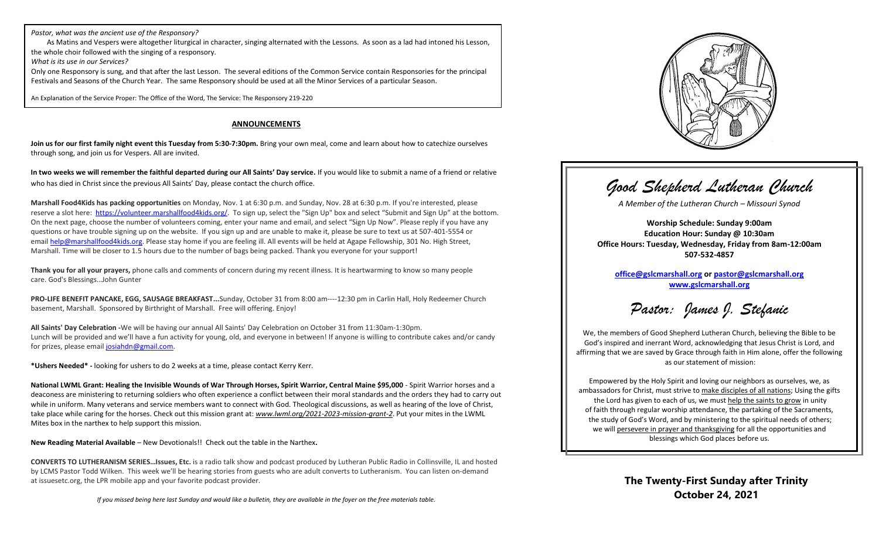*Pastor, what was the ancient use of the Responsory?*

As Matins and Vespers were altogether liturgical in character, singing alternated with the Lessons. As soon as a lad had intoned his Lesson, the whole choir followed with the singing of a responsory.

*What is its use in our Services?*

Only one Responsory is sung, and that after the last Lesson. The several editions of the Common Service contain Responsories for the principal Festivals and Seasons of the Church Year. The same Responsory should be used at all the Minor Services of a particular Season.

An Explanation of the Service Proper: The Office of the Word, The Service: The Responsory 219-220

## ANNOUNCEMENTS

**Join us for our first family night event this Tuesday from 5:30-7:30pm.** Bring your own meal, come and learn about how to catechize ourselves through song, and join us for Vespers. All are invited.

**In two weeks we will remember the faithful departed during our All Saints' Day service.** If you would like to submit a name of a friend or relative who has died in Christ since the previous All Saints' Day, please contact the church office.

**Marshall Food4Kids has packing opportunities** on Monday, Nov. 1 at 6:30 p.m. and Sunday, Nov. 28 at 6:30 p.m. If you're interested, please reserve a slot here: https://volunteer.marshallfood4kids.org/. To sign up, select the "Sign Up" box and select "Submit and Sign Up" at the bottom. On the next page, choose the number of volunteers coming, enter your name and email, and select "Sign Up Now". Please reply if you have any questions or have trouble signing up on the website. If you sign up and are unable to make it, please be sure to text us at 507-401-5554 or email help@marshallfood4kids.org. Please stay home if you are feeling ill. All events will be held at Agape Fellowship, 301 No. High Street, Marshall. Time will be closer to 1.5 hours due to the number of bags being packed. Thank you everyone for your support!

**Thank you for all your prayers,** phone calls and comments of concern during my recent illness. It is heartwarming to know so many people care. God's Blessings…John Gunter

**PRO-LIFE BENEFIT PANCAKE, EGG, SAUSAGE BREAKFAST…**Sunday, October 31 from 8:00 am----12:30 pm in Carlin Hall, Holy Redeemer Church basement, Marshall. Sponsored by Birthright of Marshall. Free will offering. Enjoy!

**All Saints' Day Celebration -**We will be having our annual All Saints' Day Celebration on October 31 from 11:30am-1:30pm. Lunch will be provided and we'll have a fun activity for young, old, and everyone in between! If anyone is willing to contribute cakes and/or candy for prizes, please email josiahdn@gmail.com.

**\*Ushers Needed\* -** looking for ushers to do 2 weeks at a time, please contact Kerry Kerr.

**National LWML Grant: Healing the Invisible Wounds of War Through Horses, Spirit Warrior, Central Maine $95,000** - Spirit Warrior horses and a deaconess are ministering to returning soldiers who often experience a conflict between their moral standards and the orders they had to carry out while in uniform. Many veterans and service members want to connect with God. Theological discussions, as well as hearing of the love of Christ, take place while caring for the horses. Check out this mission grant at: ***www.lwml.org/2021-2023-mission-grant-2***. Put your mites in the LWML Mites box in the narthex to help support this mission.

**New Reading Material Available** – New Devotionals!! Check out the table in the Narthex**.**

**CONVERTS TO LUTHERANISM SERIES…Issues, Etc.** is a radio talk show and podcast produced by Lutheran Public Radio in Collinsville, IL and hosted by LCMS Pastor Todd Wilken. This week we'll be hearing stories from guests who are adult converts to Lutheranism. You can listen on-demand at issuesetc.org, the LPR mobile app and your favorite podcast provider.

*If you missed being here last Sunday and would like a bulletin, they are available in the foyer on the free materials table.*

# *Good Shepherd Lutheran Church*

*A Member of the Lutheran Church – Missouri Synod*

**Worship Schedule: Sunday 9:00am**
**Education Hour: Sunday @ 10:30am**
**Office Hours: Tuesday, Wednesday, Friday from 8am-12:00am**
**507-532-4857**

**office@gslcmarshall.org or pastor@gslcmarshall.org**
**www.gslcmarshall.org**

## *Pastor: James J. Stefanic*

We, the members of Good Shepherd Lutheran Church, believing the Bible to be God's inspired and inerrant Word, acknowledging that Jesus Christ is Lord, and affirming that we are saved by Grace through faith in Him alone, offer the following as our statement of mission:

Empowered by the Holy Spirit and loving our neighbors as ourselves, we, as ambassadors for Christ, must strive to make disciples of all nations; Using the gifts the Lord has given to each of us, we must help the saints to grow in unity of faith through regular worship attendance, the partaking of the Sacraments, the study of God's Word, and by ministering to the spiritual needs of others; we will persevere in prayer and thanksgiving for all the opportunities and blessings which God places before us.

## The Twenty-First Sunday after Trinity
## October 24, 2021